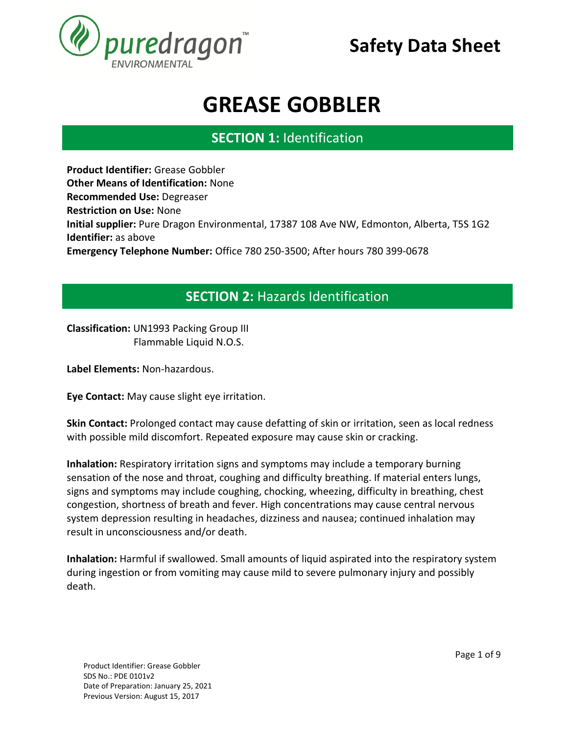# Safety Data Sheet

# GREASE GOBBLER

## SECTION 1: Identification

**Product Identifier:** Grease Gobbler
**Other Means of Identification:** None
**Recommended Use:** Degreaser
**Restriction on Use:** None
**Initial supplier:** Pure Dragon Environmental, 17387 108 Ave NW, Edmonton, Alberta, T5S 1G2
**Identifier:** as above
**Emergency Telephone Number:** Office 780 250-3500; After hours 780 399-0678

## SECTION 2: Hazards Identification

**Classification:** UN1993 Packing Group III
Flammable Liquid N.O.S.

**Label Elements:** Non-hazardous.

**Eye Contact:** May cause slight eye irritation.

**Skin Contact:** Prolonged contact may cause defatting of skin or irritation, seen as local redness with possible mild discomfort. Repeated exposure may cause skin or cracking.

**Inhalation:** Respiratory irritation signs and symptoms may include a temporary burning sensation of the nose and throat, coughing and difficulty breathing. If material enters lungs, signs and symptoms may include coughing, chocking, wheezing, difficulty in breathing, chest congestion, shortness of breath and fever. High concentrations may cause central nervous system depression resulting in headaches, dizziness and nausea; continued inhalation may result in unconsciousness and/or death.

**Inhalation:** Harmful if swallowed. Small amounts of liquid aspirated into the respiratory system during ingestion or from vomiting may cause mild to severe pulmonary injury and possibly death.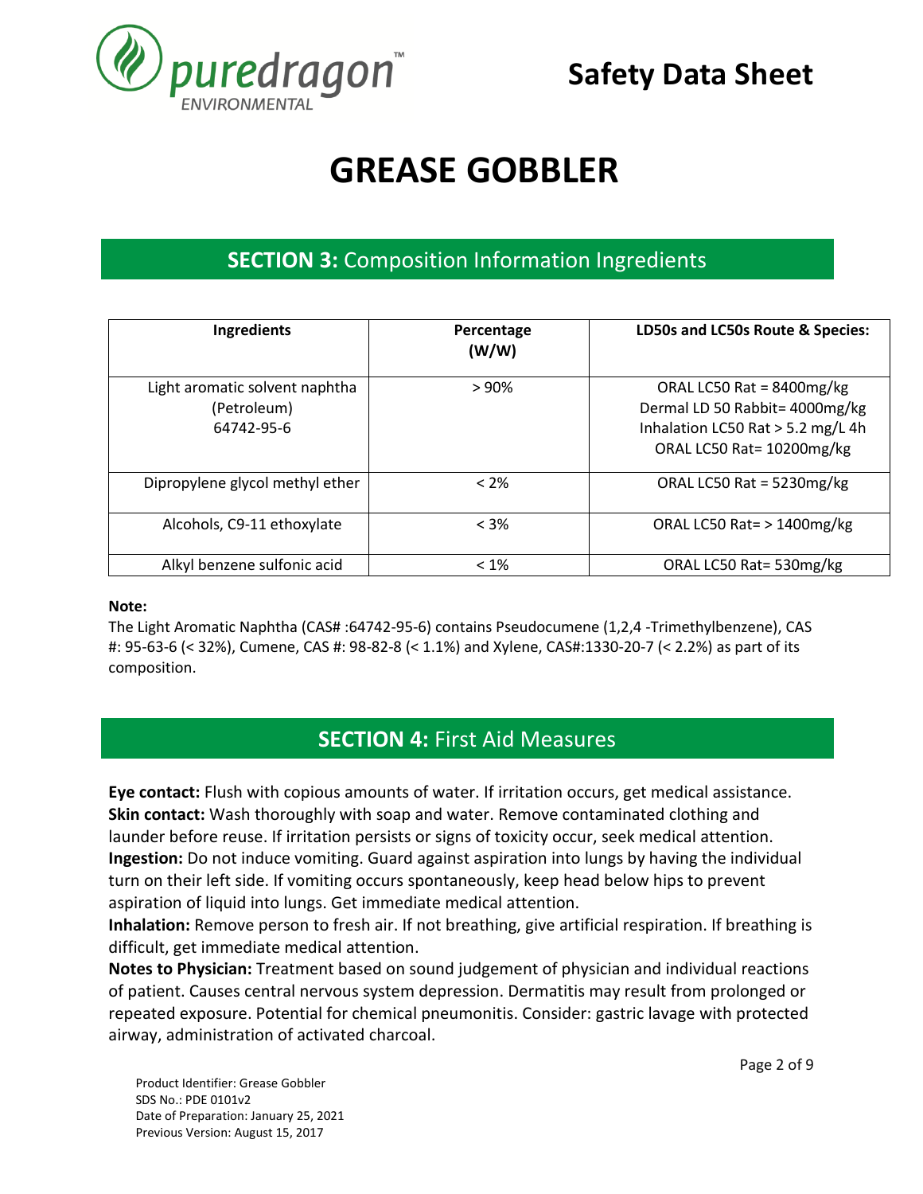# GREASE GOBBLER

## SECTION 3: Composition Information Ingredients

| Ingredients | Percentage (W/W) | LD50s and LC50s Route & Species: |
|---|---|---|
| Light aromatic solvent naphtha (Petroleum) 64742-95-6 | > 90% | ORAL LC50 Rat = 8400mg/kg<br>Dermal LD 50 Rabbit= 4000mg/kg<br>Inhalation LC50 Rat > 5.2 mg/L 4h<br>ORAL LC50 Rat= 10200mg/kg |
| Dipropylene glycol methyl ether | < 2% | ORAL LC50 Rat = 5230mg/kg |
| Alcohols, C9-11 ethoxylate | < 3% | ORAL LC50 Rat= > 1400mg/kg |
| Alkyl benzene sulfonic acid | < 1% | ORAL LC50 Rat= 530mg/kg |

**Note:**

The Light Aromatic Naphtha (CAS# :64742-95-6) contains Pseudocumene (1,2,4 -Trimethylbenzene), CAS #: 95-63-6 (< 32%), Cumene, CAS #: 98-82-8 (< 1.1%) and Xylene, CAS#:1330-20-7 (< 2.2%) as part of its composition.

## SECTION 4: First Aid Measures

**Eye contact:** Flush with copious amounts of water. If irritation occurs, get medical assistance.

**Skin contact:** Wash thoroughly with soap and water. Remove contaminated clothing and launder before reuse. If irritation persists or signs of toxicity occur, seek medical attention.

**Ingestion:** Do not induce vomiting. Guard against aspiration into lungs by having the individual turn on their left side. If vomiting occurs spontaneously, keep head below hips to prevent aspiration of liquid into lungs. Get immediate medical attention.

**Inhalation:** Remove person to fresh air. If not breathing, give artificial respiration. If breathing is difficult, get immediate medical attention.

**Notes to Physician:** Treatment based on sound judgement of physician and individual reactions of patient. Causes central nervous system depression. Dermatitis may result from prolonged or repeated exposure. Potential for chemical pneumonitis. Consider: gastric lavage with protected airway, administration of activated charcoal.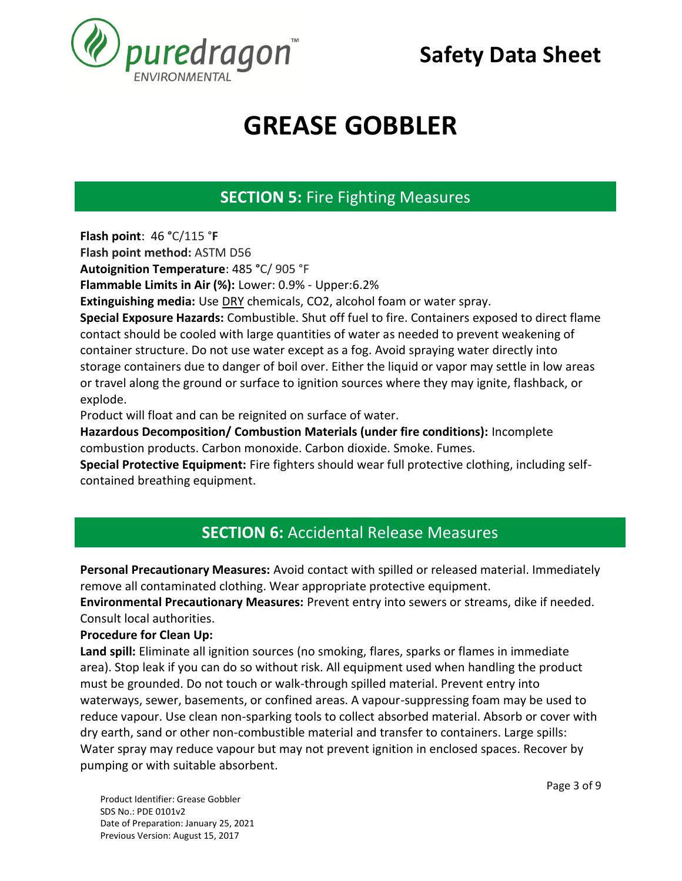# GREASE GOBBLER

## SECTION 5: Fire Fighting Measures

**Flash point**: 46 °C/115 °F
**Flash point method:** ASTM D56
**Autoignition Temperature**: 485 °C/ 905 °F
**Flammable Limits in Air (%):** Lower: 0.9% - Upper:6.2%
**Extinguishing media:** Use DRY chemicals, $CO_2$, alcohol foam or water spray.
**Special Exposure Hazards:** Combustible. Shut off fuel to fire. Containers exposed to direct flame contact should be cooled with large quantities of water as needed to prevent weakening of container structure. Do not use water except as a fog. Avoid spraying water directly into storage containers due to danger of boil over. Either the liquid or vapor may settle in low areas or travel along the ground or surface to ignition sources where they may ignite, flashback, or explode.
Product will float and can be reignited on surface of water.
**Hazardous Decomposition/ Combustion Materials (under fire conditions):** Incomplete combustion products. Carbon monoxide. Carbon dioxide. Smoke. Fumes.
**Special Protective Equipment:** Fire fighters should wear full protective clothing, including self-contained breathing equipment.

## SECTION 6: Accidental Release Measures

**Personal Precautionary Measures:** Avoid contact with spilled or released material. Immediately remove all contaminated clothing. Wear appropriate protective equipment.
**Environmental Precautionary Measures:** Prevent entry into sewers or streams, dike if needed. Consult local authorities.
**Procedure for Clean Up:**
**Land spill:** Eliminate all ignition sources (no smoking, flares, sparks or flames in immediate area). Stop leak if you can do so without risk. All equipment used when handling the product must be grounded. Do not touch or walk-through spilled material. Prevent entry into waterways, sewer, basements, or confined areas. A vapour-suppressing foam may be used to reduce vapour. Use clean non-sparking tools to collect absorbed material. Absorb or cover with dry earth, sand or other non-combustible material and transfer to containers. Large spills: Water spray may reduce vapour but may not prevent ignition in enclosed spaces. Recover by pumping or with suitable absorbent.

Product Identifier: Grease Gobbler
SDS No.: PDE 0101v2
Date of Preparation: January 25, 2021
Previous Version: August 15, 2017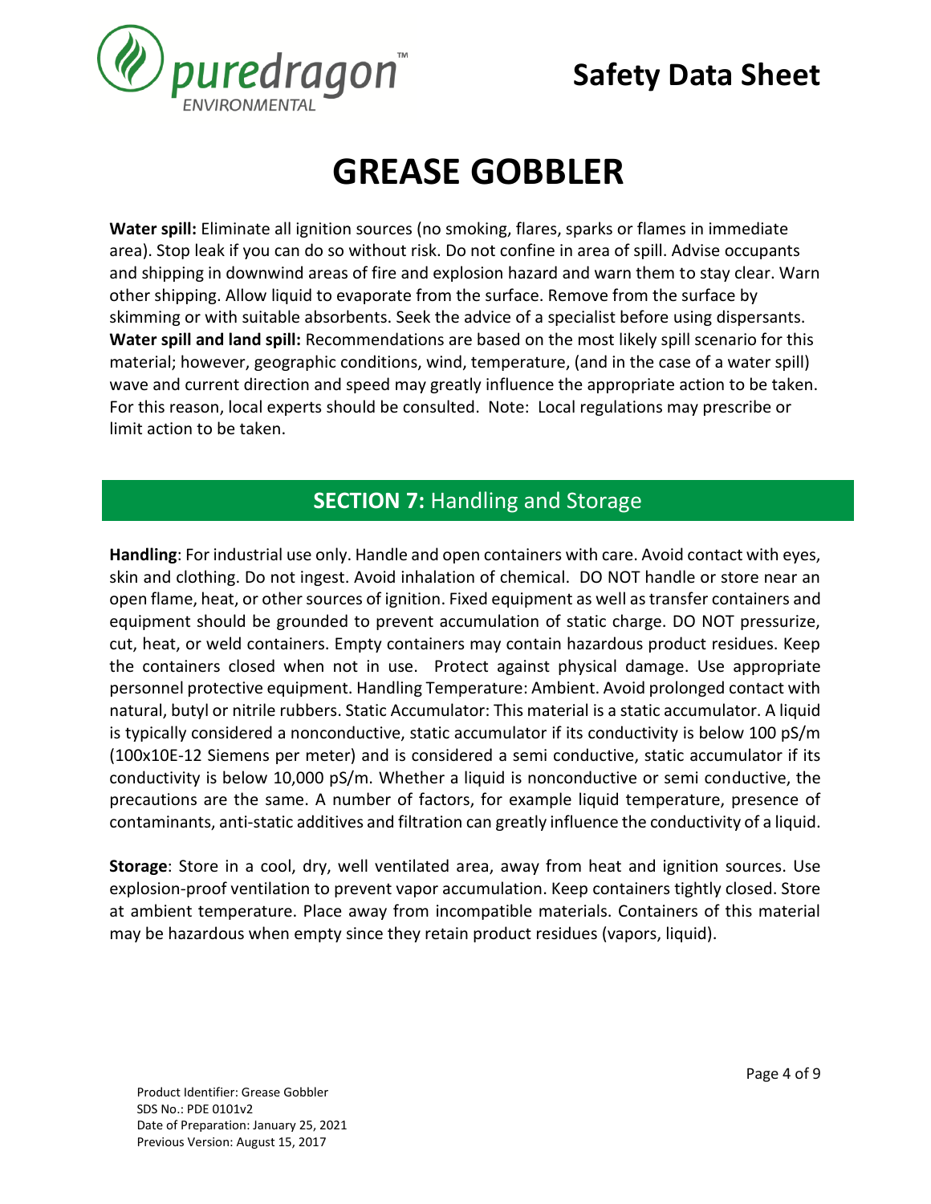# GREASE GOBBLER

**Water spill:** Eliminate all ignition sources (no smoking, flares, sparks or flames in immediate area). Stop leak if you can do so without risk. Do not confine in area of spill. Advise occupants and shipping in downwind areas of fire and explosion hazard and warn them to stay clear. Warn other shipping. Allow liquid to evaporate from the surface. Remove from the surface by skimming or with suitable absorbents. Seek the advice of a specialist before using dispersants. **Water spill and land spill:** Recommendations are based on the most likely spill scenario for this material; however, geographic conditions, wind, temperature, (and in the case of a water spill) wave and current direction and speed may greatly influence the appropriate action to be taken. For this reason, local experts should be consulted. Note: Local regulations may prescribe or limit action to be taken.

## SECTION 7: Handling and Storage

**Handling**: For industrial use only. Handle and open containers with care. Avoid contact with eyes, skin and clothing. Do not ingest. Avoid inhalation of chemical. DO NOT handle or store near an open flame, heat, or other sources of ignition. Fixed equipment as well as transfer containers and equipment should be grounded to prevent accumulation of static charge. DO NOT pressurize, cut, heat, or weld containers. Empty containers may contain hazardous product residues. Keep the containers closed when not in use. Protect against physical damage. Use appropriate personnel protective equipment. Handling Temperature: Ambient. Avoid prolonged contact with natural, butyl or nitrile rubbers. Static Accumulator: This material is a static accumulator. A liquid is typically considered a nonconductive, static accumulator if its conductivity is below 100 pS/m (100x10E-12 Siemens per meter) and is considered a semi conductive, static accumulator if its conductivity is below 10,000 pS/m. Whether a liquid is nonconductive or semi conductive, the precautions are the same. A number of factors, for example liquid temperature, presence of contaminants, anti-static additives and filtration can greatly influence the conductivity of a liquid.

**Storage**: Store in a cool, dry, well ventilated area, away from heat and ignition sources. Use explosion-proof ventilation to prevent vapor accumulation. Keep containers tightly closed. Store at ambient temperature. Place away from incompatible materials. Containers of this material may be hazardous when empty since they retain product residues (vapors, liquid).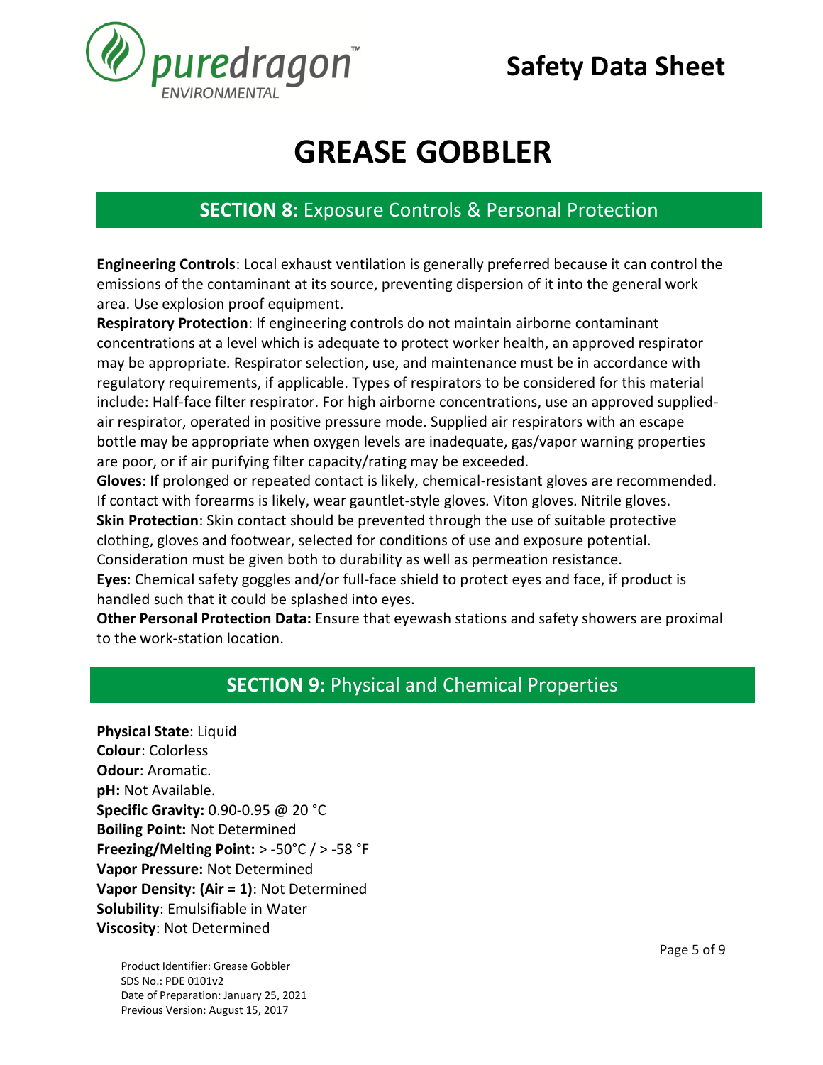# GREASE GOBBLER

## SECTION 8: Exposure Controls & Personal Protection

**Engineering Controls**: Local exhaust ventilation is generally preferred because it can control the emissions of the contaminant at its source, preventing dispersion of it into the general work area. Use explosion proof equipment.

**Respiratory Protection**: If engineering controls do not maintain airborne contaminant concentrations at a level which is adequate to protect worker health, an approved respirator may be appropriate. Respirator selection, use, and maintenance must be in accordance with regulatory requirements, if applicable. Types of respirators to be considered for this material include: Half-face filter respirator. For high airborne concentrations, use an approved supplied-air respirator, operated in positive pressure mode. Supplied air respirators with an escape bottle may be appropriate when oxygen levels are inadequate, gas/vapor warning properties are poor, or if air purifying filter capacity/rating may be exceeded.

**Gloves**: If prolonged or repeated contact is likely, chemical-resistant gloves are recommended. If contact with forearms is likely, wear gauntlet-style gloves. Viton gloves. Nitrile gloves.

**Skin Protection**: Skin contact should be prevented through the use of suitable protective clothing, gloves and footwear, selected for conditions of use and exposure potential. Consideration must be given both to durability as well as permeation resistance.

**Eyes**: Chemical safety goggles and/or full-face shield to protect eyes and face, if product is handled such that it could be splashed into eyes.

**Other Personal Protection Data:** Ensure that eyewash stations and safety showers are proximal to the work-station location.

## SECTION 9: Physical and Chemical Properties

**Physical State**: Liquid
**Colour**: Colorless
**Odour**: Aromatic.
**pH:** Not Available.
**Specific Gravity:** 0.90-0.95 @ 20 °C
**Boiling Point:** Not Determined
**Freezing/Melting Point:** > -50°C / > -58 °F
**Vapor Pressure:** Not Determined
**Vapor Density: (Air = 1)**: Not Determined
**Solubility**: Emulsifiable in Water
**Viscosity**: Not Determined

Product Identifier: Grease Gobbler
SDS No.: PDE 0101v2
Date of Preparation: January 25, 2021
Previous Version: August 15, 2017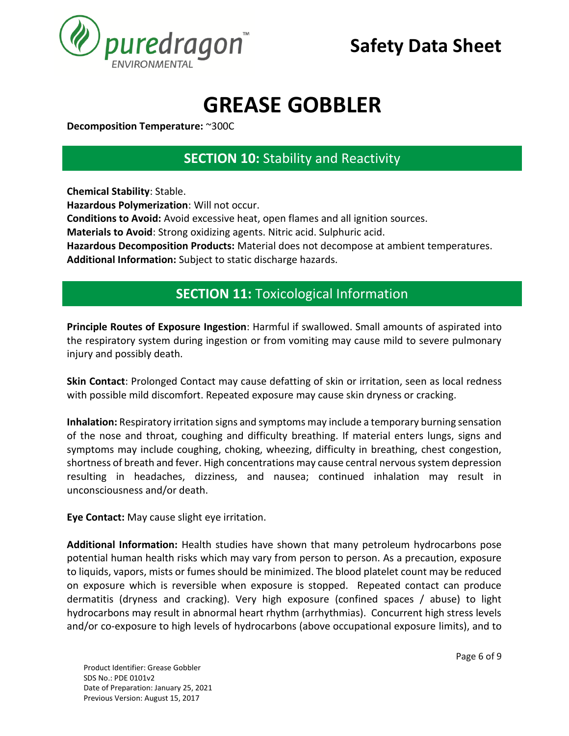**Decomposition Temperature:** ~300C

## SECTION 10: Stability and Reactivity

**Chemical Stability**: Stable.
**Hazardous Polymerization**: Will not occur.
**Conditions to Avoid:** Avoid excessive heat, open flames and all ignition sources.
**Materials to Avoid**: Strong oxidizing agents. Nitric acid. Sulphuric acid.
**Hazardous Decomposition Products:** Material does not decompose at ambient temperatures.
**Additional Information:** Subject to static discharge hazards.

## SECTION 11: Toxicological Information

**Principle Routes of Exposure Ingestion**: Harmful if swallowed. Small amounts of aspirated into the respiratory system during ingestion or from vomiting may cause mild to severe pulmonary injury and possibly death.

**Skin Contact**: Prolonged Contact may cause defatting of skin or irritation, seen as local redness with possible mild discomfort. Repeated exposure may cause skin dryness or cracking.

**Inhalation:** Respiratory irritation signs and symptoms may include a temporary burning sensation of the nose and throat, coughing and difficulty breathing. If material enters lungs, signs and symptoms may include coughing, choking, wheezing, difficulty in breathing, chest congestion, shortness of breath and fever. High concentrations may cause central nervous system depression resulting in headaches, dizziness, and nausea; continued inhalation may result in unconsciousness and/or death.

**Eye Contact:** May cause slight eye irritation.

**Additional Information:** Health studies have shown that many petroleum hydrocarbons pose potential human health risks which may vary from person to person. As a precaution, exposure to liquids, vapors, mists or fumes should be minimized. The blood platelet count may be reduced on exposure which is reversible when exposure is stopped. Repeated contact can produce dermatitis (dryness and cracking). Very high exposure (confined spaces / abuse) to light hydrocarbons may result in abnormal heart rhythm (arrhythmias). Concurrent high stress levels and/or co-exposure to high levels of hydrocarbons (above occupational exposure limits), and to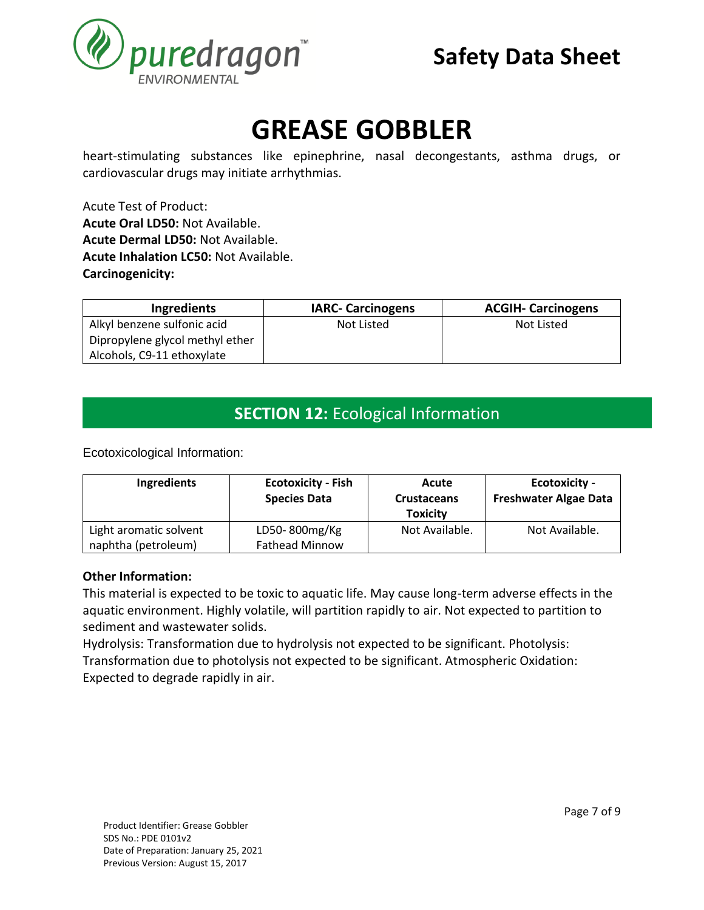# GREASE GOBBLER

heart-stimulating substances like epinephrine, nasal decongestants, asthma drugs, or cardiovascular drugs may initiate arrhythmias.

Acute Test of Product:
**Acute Oral LD50:** Not Available.
**Acute Dermal LD50:** Not Available.
**Acute Inhalation LC50:** Not Available.
**Carcinogenicity:**

| Ingredients | IARC- Carcinogens | ACGIH- Carcinogens |
|---|---|---|
| Alkyl benzene sulfonic acid<br>Dipropylene glycol methyl ether<br>Alcohols, C9-11 ethoxylate | Not Listed | Not Listed |

## SECTION 12: Ecological Information

Ecotoxicological Information:

| Ingredients | Ecotoxicity - Fish Species Data | Acute Crustaceans Toxicity | Ecotoxicity - Freshwater Algae Data |
|---|---|---|---|
| Light aromatic solvent naphtha (petroleum) | LD50- 800mg/Kg Fathead Minnow | Not Available. | Not Available. |

**Other Information:**
This material is expected to be toxic to aquatic life. May cause long-term adverse effects in the aquatic environment. Highly volatile, will partition rapidly to air. Not expected to partition to sediment and wastewater solids.
Hydrolysis: Transformation due to hydrolysis not expected to be significant. Photolysis: Transformation due to photolysis not expected to be significant. Atmospheric Oxidation: Expected to degrade rapidly in air.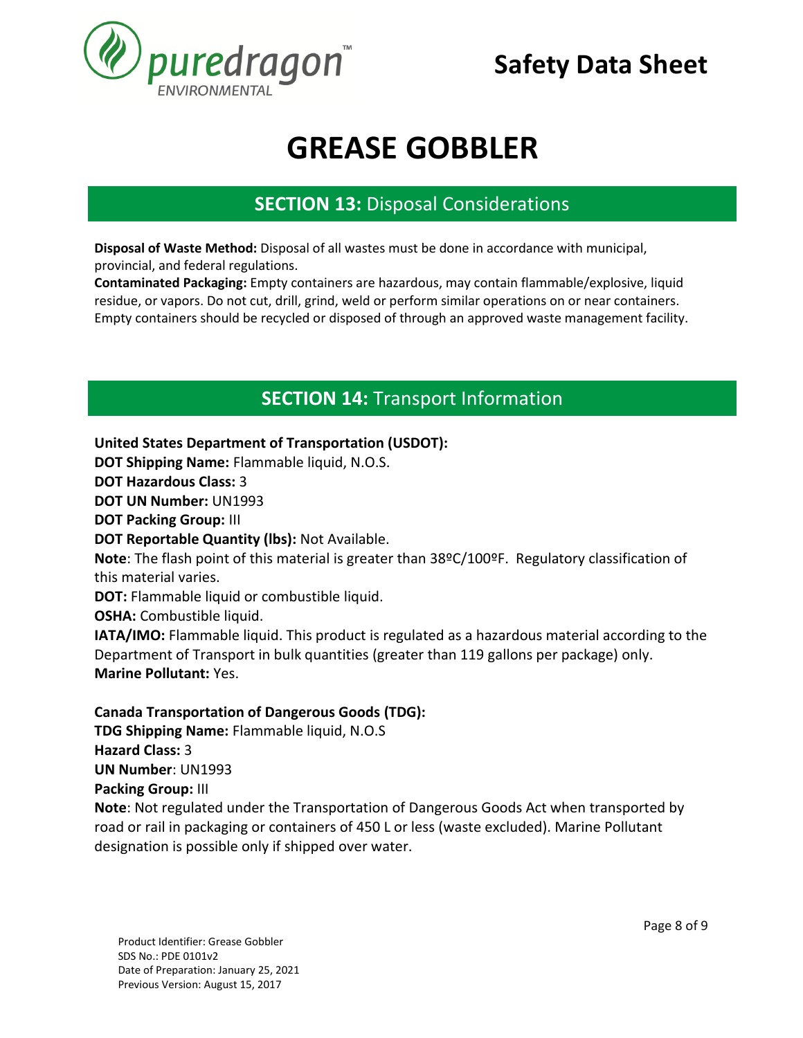# GREASE GOBBLER

## SECTION 13: Disposal Considerations

**Disposal of Waste Method:** Disposal of all wastes must be done in accordance with municipal, provincial, and federal regulations.

**Contaminated Packaging:** Empty containers are hazardous, may contain flammable/explosive, liquid residue, or vapors. Do not cut, drill, grind, weld or perform similar operations on or near containers. Empty containers should be recycled or disposed of through an approved waste management facility.

## SECTION 14: Transport Information

**United States Department of Transportation (USDOT):**

**DOT Shipping Name:** Flammable liquid, N.O.S.

**DOT Hazardous Class:** 3

**DOT UN Number:** UN1993

**DOT Packing Group:** III

**DOT Reportable Quantity (lbs):** Not Available.

**Note**: The flash point of this material is greater than 38ºC/100ºF. Regulatory classification of this material varies.

**DOT:** Flammable liquid or combustible liquid.

**OSHA:** Combustible liquid.

**IATA/IMO:** Flammable liquid. This product is regulated as a hazardous material according to the Department of Transport in bulk quantities (greater than 119 gallons per package) only.

**Marine Pollutant:** Yes.

**Canada Transportation of Dangerous Goods (TDG):**

**TDG Shipping Name:** Flammable liquid, N.O.S

**Hazard Class:** 3

**UN Number**: UN1993

**Packing Group:** III

**Note**: Not regulated under the Transportation of Dangerous Goods Act when transported by road or rail in packaging or containers of 450 L or less (waste excluded). Marine Pollutant designation is possible only if shipped over water.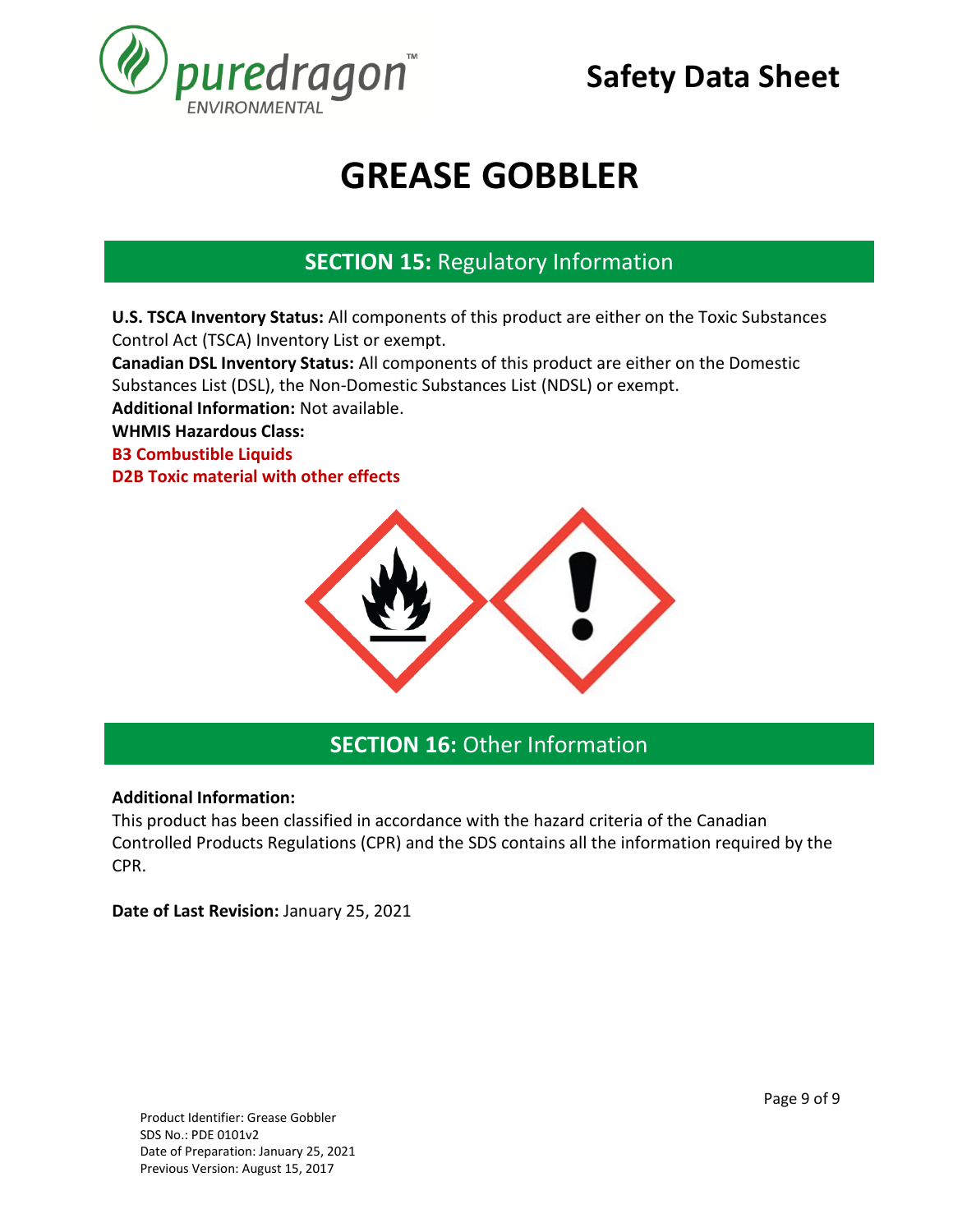# GREASE GOBBLER

## SECTION 15: Regulatory Information

**U.S. TSCA Inventory Status:** All components of this product are either on the Toxic Substances Control Act (TSCA) Inventory List or exempt.

**Canadian DSL Inventory Status:** All components of this product are either on the Domestic Substances List (DSL), the Non-Domestic Substances List (NDSL) or exempt.

**Additional Information:** Not available.

**WHMIS Hazardous Class:**

**B3 Combustible Liquids**

**D2B Toxic material with other effects**

## SECTION 16: Other Information

**Additional Information:**

This product has been classified in accordance with the hazard criteria of the Canadian Controlled Products Regulations (CPR) and the SDS contains all the information required by the CPR.

**Date of Last Revision:** January 25, 2021

Product Identifier: Grease Gobbler
SDS No.: PDE 0101v2
Date of Preparation: January 25, 2021
Previous Version: August 15, 2017